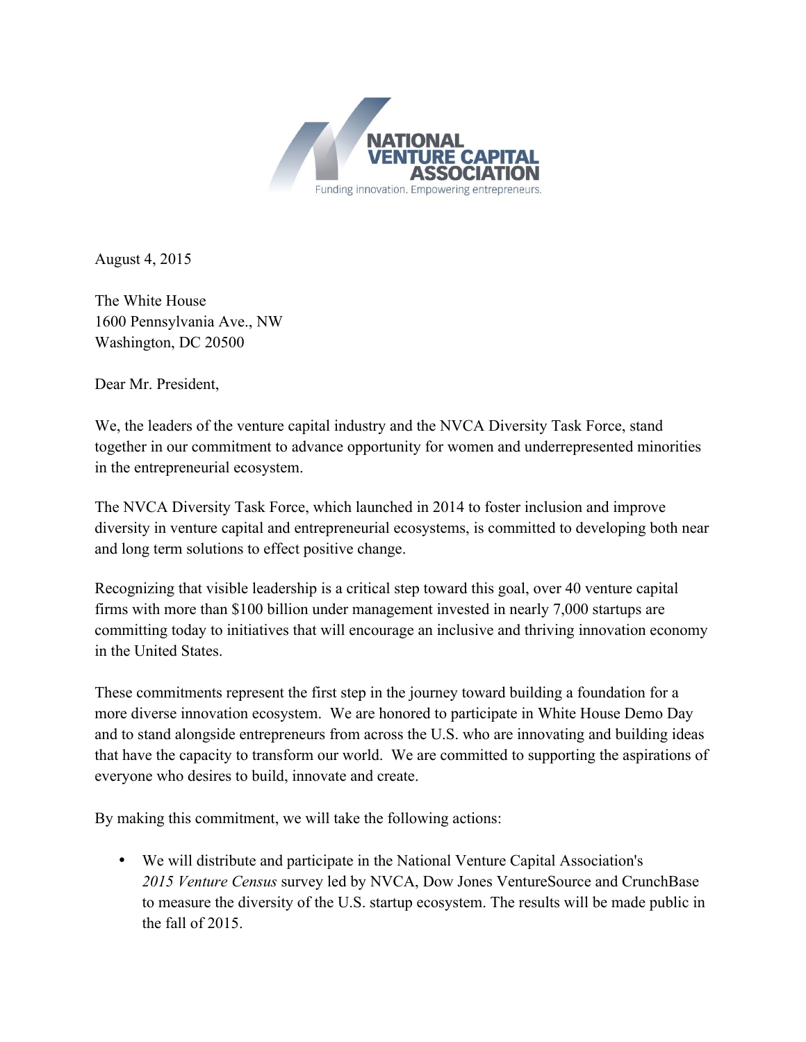NATIONAL VENTURE CAPITAL ASSOCIATION

Funding innovation. Empowering entrepreneurs.

August 4, 2015

The White House
1600 Pennsylvania Ave., NW
Washington, DC 20500

Dear Mr. President,

We, the leaders of the venture capital industry and the NVCA Diversity Task Force, stand together in our commitment to advance opportunity for women and underrepresented minorities in the entrepreneurial ecosystem.

The NVCA Diversity Task Force, which launched in 2014 to foster inclusion and improve diversity in venture capital and entrepreneurial ecosystems, is committed to developing both near and long term solutions to effect positive change.

Recognizing that visible leadership is a critical step toward this goal, over 40 venture capital firms with more than $100 billion under management invested in nearly 7,000 startups are committing today to initiatives that will encourage an inclusive and thriving innovation economy in the United States.

These commitments represent the first step in the journey toward building a foundation for a more diverse innovation ecosystem. We are honored to participate in White House Demo Day and to stand alongside entrepreneurs from across the U.S. who are innovating and building ideas that have the capacity to transform our world. We are committed to supporting the aspirations of everyone who desires to build, innovate and create.

By making this commitment, we will take the following actions:

- We will distribute and participate in the National Venture Capital Association's *2015 Venture Census* survey led by NVCA, Dow Jones VentureSource and CrunchBase to measure the diversity of the U.S. startup ecosystem. The results will be made public in the fall of 2015.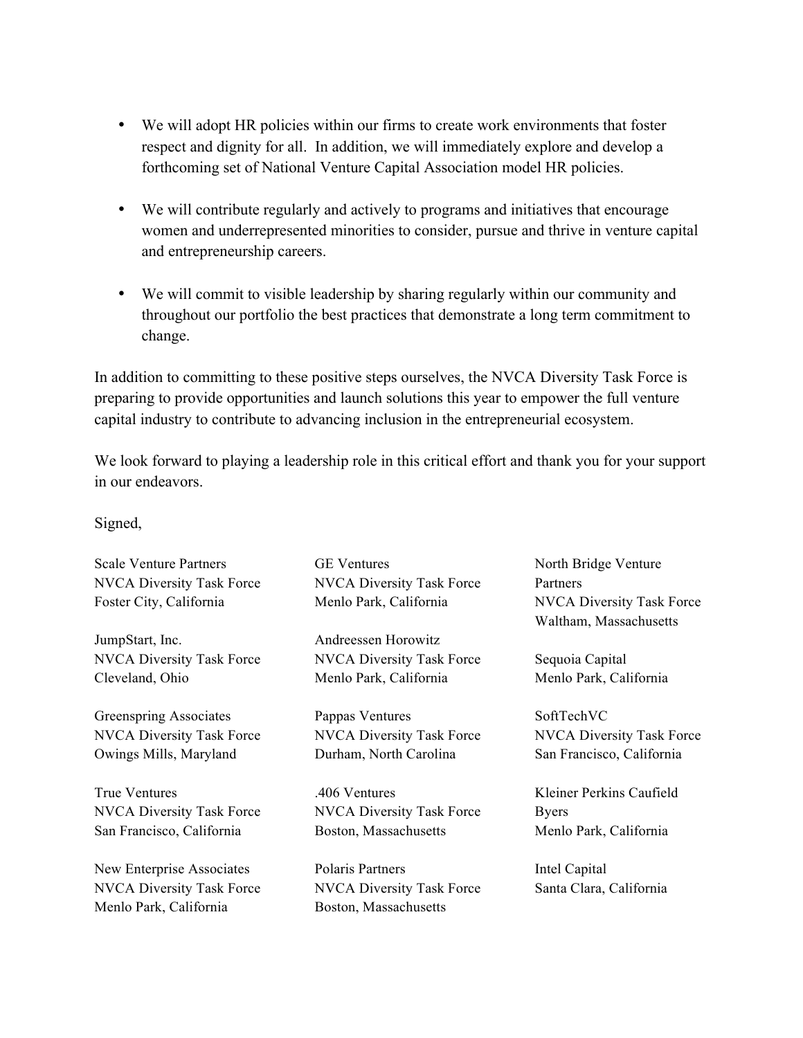- We will adopt HR policies within our firms to create work environments that foster respect and dignity for all. In addition, we will immediately explore and develop a forthcoming set of National Venture Capital Association model HR policies.

- We will contribute regularly and actively to programs and initiatives that encourage women and underrepresented minorities to consider, pursue and thrive in venture capital and entrepreneurship careers.

- We will commit to visible leadership by sharing regularly within our community and throughout our portfolio the best practices that demonstrate a long term commitment to change.

In addition to committing to these positive steps ourselves, the NVCA Diversity Task Force is preparing to provide opportunities and launch solutions this year to empower the full venture capital industry to contribute to advancing inclusion in the entrepreneurial ecosystem.

We look forward to playing a leadership role in this critical effort and thank you for your support in our endeavors.

Signed,

Scale Venture Partners
NVCA Diversity Task Force
Foster City, California

JumpStart, Inc.
NVCA Diversity Task Force
Cleveland, Ohio

Greenspring Associates
NVCA Diversity Task Force
Owings Mills, Maryland

True Ventures
NVCA Diversity Task Force
San Francisco, California

New Enterprise Associates
NVCA Diversity Task Force
Menlo Park, California

GE Ventures
NVCA Diversity Task Force
Menlo Park, California

Andreessen Horowitz
NVCA Diversity Task Force
Menlo Park, California

Pappas Ventures
NVCA Diversity Task Force
Durham, North Carolina

.406 Ventures
NVCA Diversity Task Force
Boston, Massachusetts

Polaris Partners
NVCA Diversity Task Force
Boston, Massachusetts

North Bridge Venture Partners
NVCA Diversity Task Force
Waltham, Massachusetts

Sequoia Capital
Menlo Park, California

SoftTechVC
NVCA Diversity Task Force
San Francisco, California

Kleiner Perkins Caufield Byers
Menlo Park, California

Intel Capital
Santa Clara, California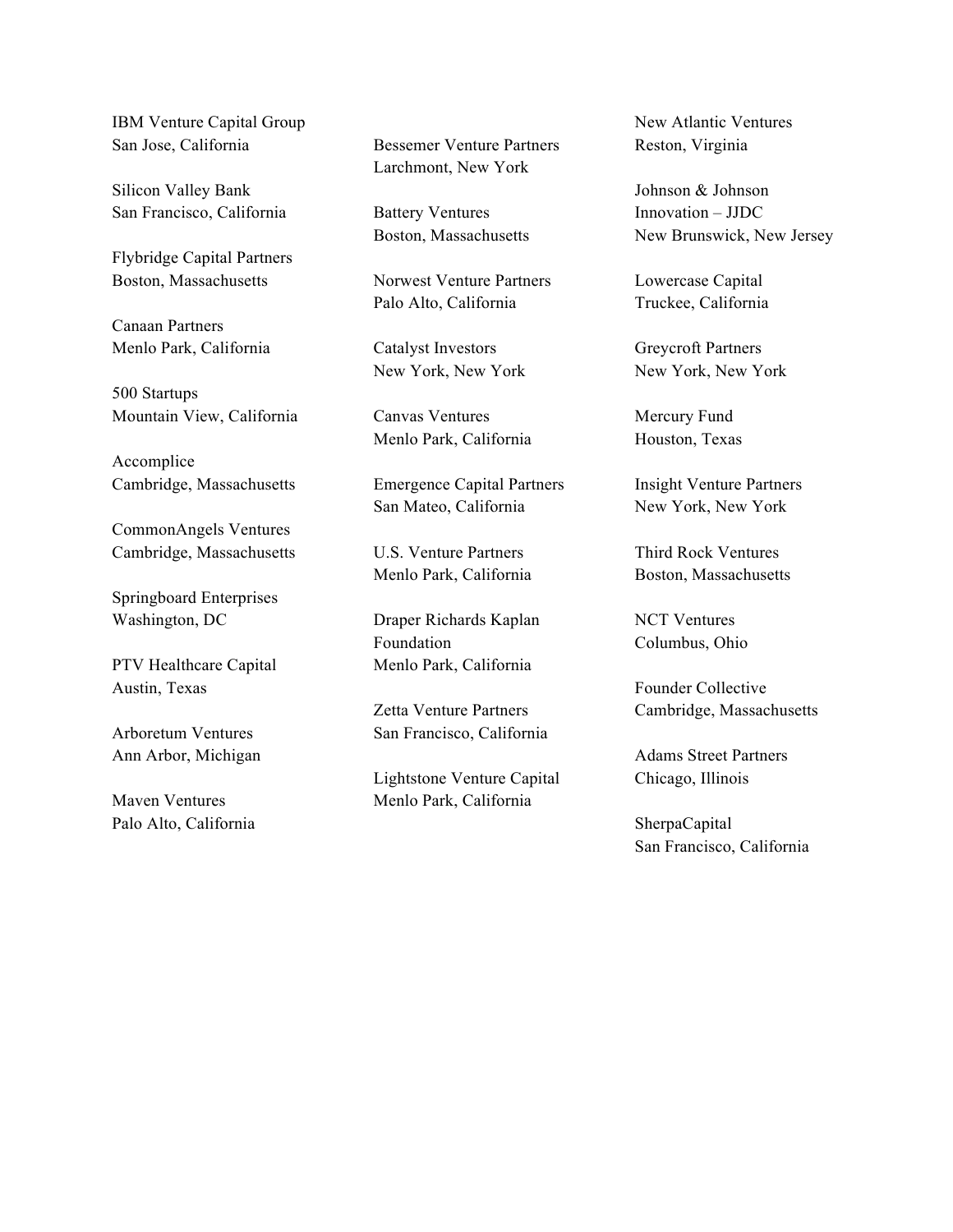IBM Venture Capital Group
San Jose, California

Silicon Valley Bank
San Francisco, California

Flybridge Capital Partners
Boston, Massachusetts

Canaan Partners
Menlo Park, California

500 Startups
Mountain View, California

Accomplice
Cambridge, Massachusetts

CommonAngels Ventures
Cambridge, Massachusetts

Springboard Enterprises
Washington, DC

PTV Healthcare Capital
Austin, Texas

Arboretum Ventures
Ann Arbor, Michigan

Maven Ventures
Palo Alto, California

Bessemer Venture Partners
Larchmont, New York

Battery Ventures
Boston, Massachusetts

Norwest Venture Partners
Palo Alto, California

Catalyst Investors
New York, New York

Canvas Ventures
Menlo Park, California

Emergence Capital Partners
San Mateo, California

U.S. Venture Partners
Menlo Park, California

Draper Richards Kaplan Foundation
Menlo Park, California

Zetta Venture Partners
San Francisco, California

Lightstone Venture Capital
Menlo Park, California

New Atlantic Ventures
Reston, Virginia

Johnson & Johnson Innovation – JJDC
New Brunswick, New Jersey

Lowercase Capital
Truckee, California

Greycroft Partners
New York, New York

Mercury Fund
Houston, Texas

Insight Venture Partners
New York, New York

Third Rock Ventures
Boston, Massachusetts

NCT Ventures
Columbus, Ohio

Founder Collective
Cambridge, Massachusetts

Adams Street Partners
Chicago, Illinois

SherpaCapital
San Francisco, California